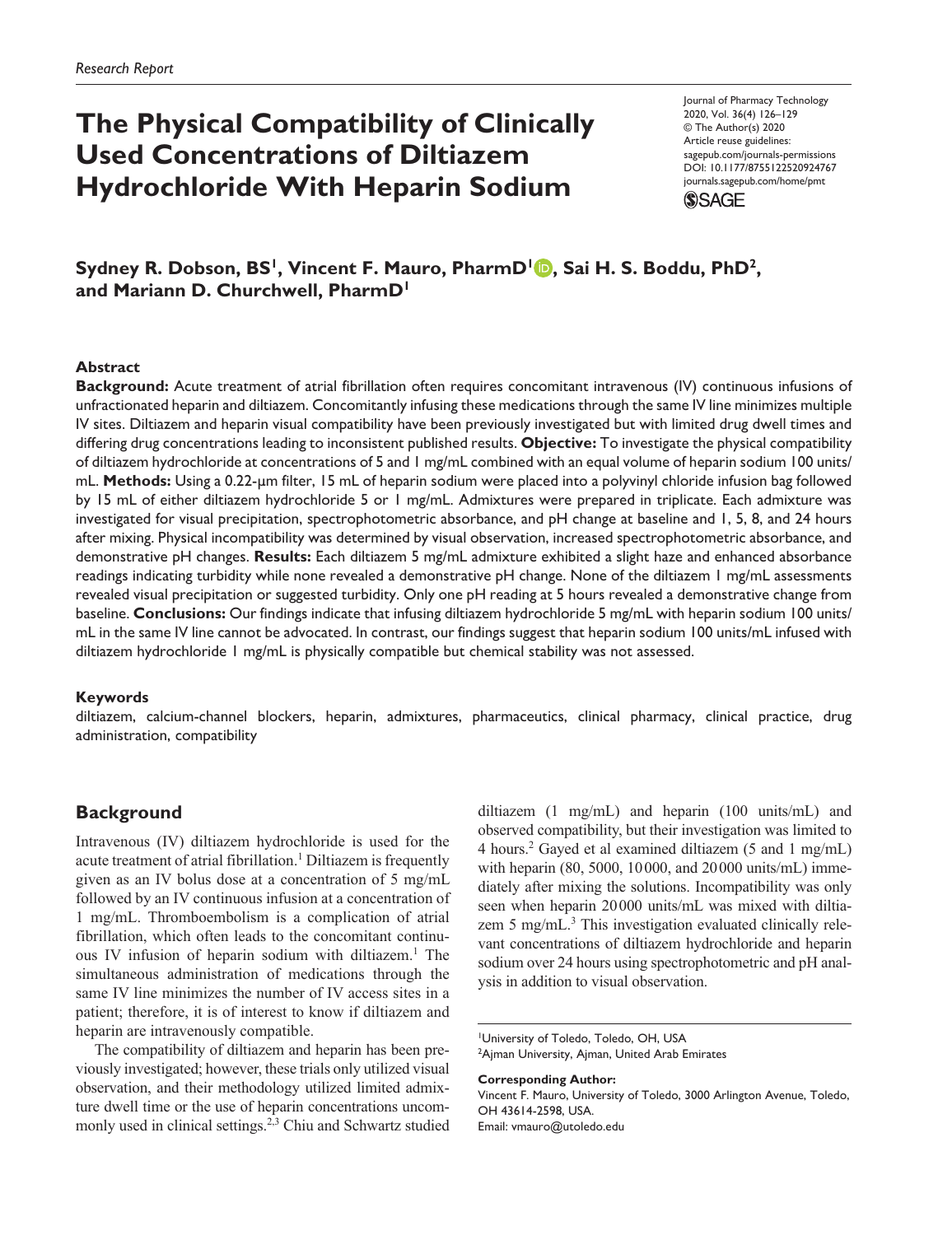*Research Report*

# The Physical Compatibility of Clinically Used Concentrations of Diltiazem Hydrochloride With Heparin Sodium

Journal of Pharmacy Technology
2020, Vol. 36(4) 126–129
© The Author(s) 2020
Article reuse guidelines:
sagepub.com/journals-permissions
DOI: 10.1177/8755122520924767
journals.sagepub.com/home/pmt

**Sydney R. Dobson, BS[1], Vincent F. Mauro, PharmD[1], Sai H. S. Boddu, PhD[2], and Mariann D. Churchwell, PharmD[1]**

## Abstract

**Background:** Acute treatment of atrial fibrillation often requires concomitant intravenous (IV) continuous infusions of unfractionated heparin and diltiazem. Concomitantly infusing these medications through the same IV line minimizes multiple IV sites. Diltiazem and heparin visual compatibility have been previously investigated but with limited drug dwell times and differing drug concentrations leading to inconsistent published results. **Objective:** To investigate the physical compatibility of diltiazem hydrochloride at concentrations of 5 and 1 mg/mL combined with an equal volume of heparin sodium 100 units/mL. **Methods:** Using a 0.22-µm filter, 15 mL of heparin sodium were placed into a polyvinyl chloride infusion bag followed by 15 mL of either diltiazem hydrochloride 5 or 1 mg/mL. Admixtures were prepared in triplicate. Each admixture was investigated for visual precipitation, spectrophotometric absorbance, and pH change at baseline and 1, 5, 8, and 24 hours after mixing. Physical incompatibility was determined by visual observation, increased spectrophotometric absorbance, and demonstrative pH changes. **Results:** Each diltiazem 5 mg/mL admixture exhibited a slight haze and enhanced absorbance readings indicating turbidity while none revealed a demonstrative pH change. None of the diltiazem 1 mg/mL assessments revealed visual precipitation or suggested turbidity. Only one pH reading at 5 hours revealed a demonstrative change from baseline. **Conclusions:** Our findings indicate that infusing diltiazem hydrochloride 5 mg/mL with heparin sodium 100 units/mL in the same IV line cannot be advocated. In contrast, our findings suggest that heparin sodium 100 units/mL infused with diltiazem hydrochloride 1 mg/mL is physically compatible but chemical stability was not assessed.

### Keywords

diltiazem, calcium-channel blockers, heparin, admixtures, pharmaceutics, clinical pharmacy, clinical practice, drug administration, compatibility

## Background

Intravenous (IV) diltiazem hydrochloride is used for the acute treatment of atrial fibrillation.[1] Diltiazem is frequently given as an IV bolus dose at a concentration of 5 mg/mL followed by an IV continuous infusion at a concentration of 1 mg/mL. Thromboembolism is a complication of atrial fibrillation, which often leads to the concomitant continuous IV infusion of heparin sodium with diltiazem.[1] The simultaneous administration of medications through the same IV line minimizes the number of IV access sites in a patient; therefore, it is of interest to know if diltiazem and heparin are intravenously compatible.

The compatibility of diltiazem and heparin has been previously investigated; however, these trials only utilized visual observation, and their methodology utilized limited admixture dwell time or the use of heparin concentrations uncommonly used in clinical settings.[2,3] Chiu and Schwartz studied diltiazem (1 mg/mL) and heparin (100 units/mL) and observed compatibility, but their investigation was limited to 4 hours.[2] Gayed et al examined diltiazem (5 and 1 mg/mL) with heparin (80, 5000, 10 000, and 20 000 units/mL) immediately after mixing the solutions. Incompatibility was only seen when heparin 20 000 units/mL was mixed with diltiazem 5 mg/mL.[3] This investigation evaluated clinically relevant concentrations of diltiazem hydrochloride and heparin sodium over 24 hours using spectrophotometric and pH analysis in addition to visual observation.

[1]University of Toledo, Toledo, OH, USA
[2]Ajman University, Ajman, United Arab Emirates

**Corresponding Author:**
Vincent F. Mauro, University of Toledo, 3000 Arlington Avenue, Toledo, OH 43614-2598, USA.
Email: vmauro@utoledo.edu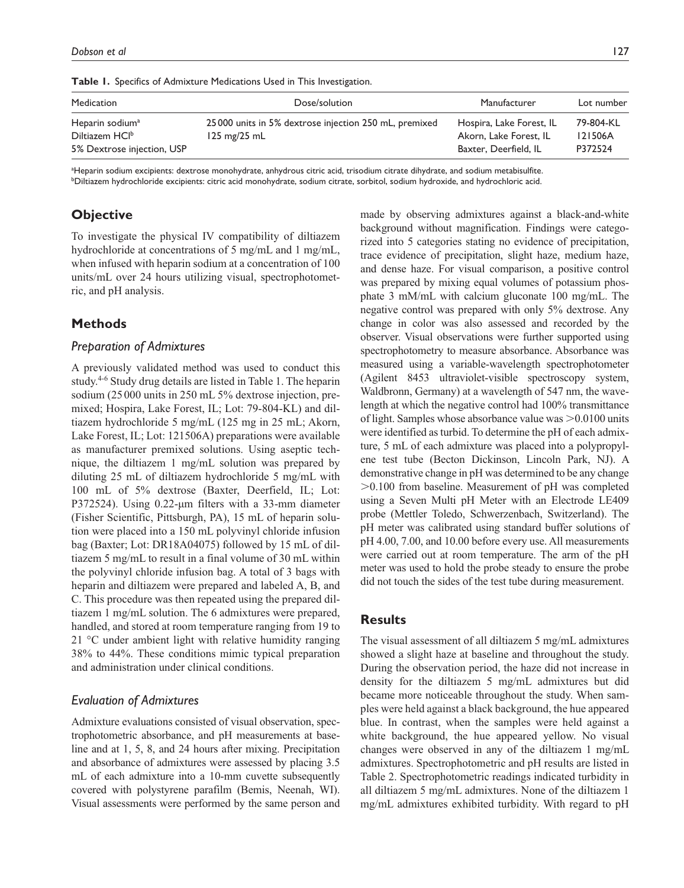**Table 1.** Specifics of Admixture Medications Used in This Investigation.

| Medication | Dose/solution | Manufacturer | Lot number |
|---|---|---|---|
| Heparin sodium[a] | 25 000 units in 5% dextrose injection 250 mL, premixed | Hospira, Lake Forest, IL | 79-804-KL |
| Diltiazem HCl[b] | 125 mg/25 mL | Akorn, Lake Forest, IL | 121506A |
| 5% Dextrose injection, USP | | Baxter, Deerfield, IL | P372524 |

[a]Heparin sodium excipients: dextrose monohydrate, anhydrous citric acid, trisodium citrate dihydrate, and sodium metabisulfite.
[b]Diltiazem hydrochloride excipients: citric acid monohydrate, sodium citrate, sorbitol, sodium hydroxide, and hydrochloric acid.

## Objective

To investigate the physical IV compatibility of diltiazem hydrochloride at concentrations of 5 mg/mL and 1 mg/mL, when infused with heparin sodium at a concentration of 100 units/mL over 24 hours utilizing visual, spectrophotometric, and pH analysis.

## Methods

### *Preparation of Admixtures*

A previously validated method was used to conduct this study.[4-6] Study drug details are listed in Table 1. The heparin sodium (25 000 units in 250 mL 5% dextrose injection, premixed; Hospira, Lake Forest, IL; Lot: 79-804-KL) and diltiazem hydrochloride 5 mg/mL (125 mg in 25 mL; Akorn, Lake Forest, IL; Lot: 121506A) preparations were available as manufacturer premixed solutions. Using aseptic technique, the diltiazem 1 mg/mL solution was prepared by diluting 25 mL of diltiazem hydrochloride 5 mg/mL with 100 mL of 5% dextrose (Baxter, Deerfield, IL; Lot: P372524). Using 0.22-μm filters with a 33-mm diameter (Fisher Scientific, Pittsburgh, PA), 15 mL of heparin solution were placed into a 150 mL polyvinyl chloride infusion bag (Baxter; Lot: DR18A04075) followed by 15 mL of diltiazem 5 mg/mL to result in a final volume of 30 mL within the polyvinyl chloride infusion bag. A total of 3 bags with heparin and diltiazem were prepared and labeled A, B, and C. This procedure was then repeated using the prepared diltiazem 1 mg/mL solution. The 6 admixtures were prepared, handled, and stored at room temperature ranging from 19 to 21 °C under ambient light with relative humidity ranging 38% to 44%. These conditions mimic typical preparation and administration under clinical conditions.

### *Evaluation of Admixtures*

Admixture evaluations consisted of visual observation, spectrophotometric absorbance, and pH measurements at baseline and at 1, 5, 8, and 24 hours after mixing. Precipitation and absorbance of admixtures were assessed by placing 3.5 mL of each admixture into a 10-mm cuvette subsequently covered with polystyrene parafilm (Bemis, Neenah, WI). Visual assessments were performed by the same person and made by observing admixtures against a black-and-white background without magnification. Findings were categorized into 5 categories stating no evidence of precipitation, trace evidence of precipitation, slight haze, medium haze, and dense haze. For visual comparison, a positive control was prepared by mixing equal volumes of potassium phosphate 3 mM/mL with calcium gluconate 100 mg/mL. The negative control was prepared with only 5% dextrose. Any change in color was also assessed and recorded by the observer. Visual observations were further supported using spectrophotometry to measure absorbance. Absorbance was measured using a variable-wavelength spectrophotometer (Agilent 8453 ultraviolet-visible spectroscopy system, Waldbronn, Germany) at a wavelength of 547 nm, the wavelength at which the negative control had 100% transmittance of light. Samples whose absorbance value was >0.0100 units were identified as turbid. To determine the pH of each admixture, 5 mL of each admixture was placed into a polypropylene test tube (Becton Dickinson, Lincoln Park, NJ). A demonstrative change in pH was determined to be any change >0.100 from baseline. Measurement of pH was completed using a Seven Multi pH Meter with an Electrode LE409 probe (Mettler Toledo, Schwerzenbach, Switzerland). The pH meter was calibrated using standard buffer solutions of pH 4.00, 7.00, and 10.00 before every use. All measurements were carried out at room temperature. The arm of the pH meter was used to hold the probe steady to ensure the probe did not touch the sides of the test tube during measurement.

## Results

The visual assessment of all diltiazem 5 mg/mL admixtures showed a slight haze at baseline and throughout the study. During the observation period, the haze did not increase in density for the diltiazem 5 mg/mL admixtures but did became more noticeable throughout the study. When samples were held against a black background, the hue appeared blue. In contrast, when the samples were held against a white background, the hue appeared yellow. No visual changes were observed in any of the diltiazem 1 mg/mL admixtures. Spectrophotometric and pH results are listed in Table 2. Spectrophotometric readings indicated turbidity in all diltiazem 5 mg/mL admixtures. None of the diltiazem 1 mg/mL admixtures exhibited turbidity. With regard to pH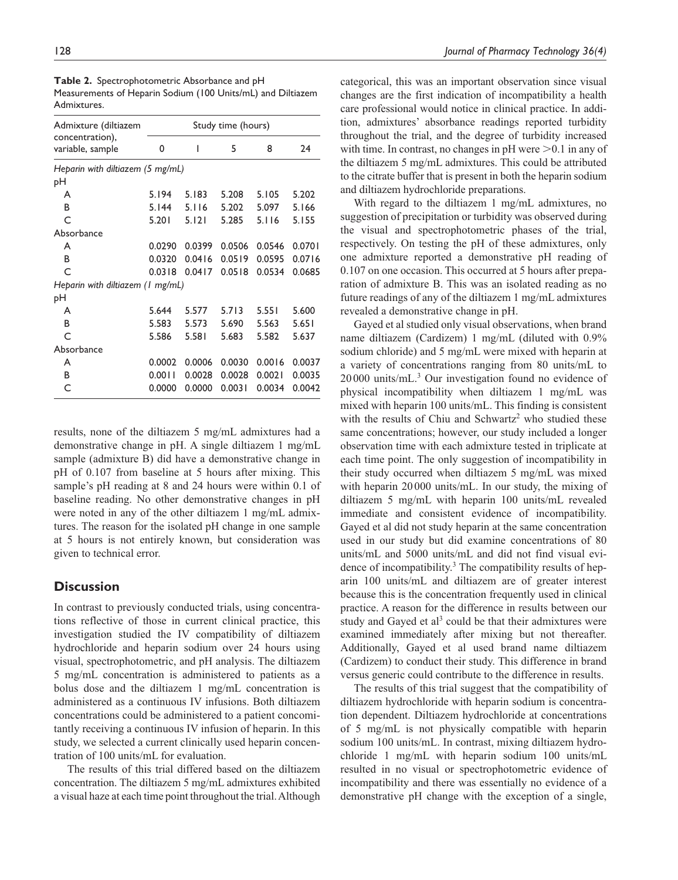**Table 2.** Spectrophotometric Absorbance and pH Measurements of Heparin Sodium (100 Units/mL) and Diltiazem Admixtures.

| Admixture (diltiazem concentration), variable, sample | Study time (hours) | | | | |
|---|---|---|---|---|---|
| | 0 | 1 | 5 | 8 | 24 |
| *Heparin with diltiazem (5 mg/mL)* | | | | | |
| pH | | | | | |
| A | 5.194 | 5.183 | 5.208 | 5.105 | 5.202 |
| B | 5.144 | 5.116 | 5.202 | 5.097 | 5.166 |
| C | 5.201 | 5.121 | 5.285 | 5.116 | 5.155 |
| Absorbance | | | | | |
| A | 0.0290 | 0.0399 | 0.0506 | 0.0546 | 0.0701 |
| B | 0.0320 | 0.0416 | 0.0519 | 0.0595 | 0.0716 |
| C | 0.0318 | 0.0417 | 0.0518 | 0.0534 | 0.0685 |
| *Heparin with diltiazem (1 mg/mL)* | | | | | |
| pH | | | | | |
| A | 5.644 | 5.577 | 5.713 | 5.551 | 5.600 |
| B | 5.583 | 5.573 | 5.690 | 5.563 | 5.651 |
| C | 5.586 | 5.581 | 5.683 | 5.582 | 5.637 |
| Absorbance | | | | | |
| A | 0.0002 | 0.0006 | 0.0030 | 0.0016 | 0.0037 |
| B | 0.0011 | 0.0028 | 0.0028 | 0.0021 | 0.0035 |
| C | 0.0000 | 0.0000 | 0.0031 | 0.0034 | 0.0042 |

results, none of the diltiazem 5 mg/mL admixtures had a demonstrative change in pH. A single diltiazem 1 mg/mL sample (admixture B) did have a demonstrative change in pH of 0.107 from baseline at 5 hours after mixing. This sample's pH reading at 8 and 24 hours were within 0.1 of baseline reading. No other demonstrative changes in pH were noted in any of the other diltiazem 1 mg/mL admixtures. The reason for the isolated pH change in one sample at 5 hours is not entirely known, but consideration was given to technical error.

## Discussion

In contrast to previously conducted trials, using concentrations reflective of those in current clinical practice, this investigation studied the IV compatibility of diltiazem hydrochloride and heparin sodium over 24 hours using visual, spectrophotometric, and pH analysis. The diltiazem 5 mg/mL concentration is administered to patients as a bolus dose and the diltiazem 1 mg/mL concentration is administered as a continuous IV infusions. Both diltiazem concentrations could be administered to a patient concomitantly receiving a continuous IV infusion of heparin. In this study, we selected a current clinically used heparin concentration of 100 units/mL for evaluation.

The results of this trial differed based on the diltiazem concentration. The diltiazem 5 mg/mL admixtures exhibited a visual haze at each time point throughout the trial. Although categorical, this was an important observation since visual changes are the first indication of incompatibility a health care professional would notice in clinical practice. In addition, admixtures' absorbance readings reported turbidity throughout the trial, and the degree of turbidity increased with time. In contrast, no changes in pH were >0.1 in any of the diltiazem 5 mg/mL admixtures. This could be attributed to the citrate buffer that is present in both the heparin sodium and diltiazem hydrochloride preparations.

With regard to the diltiazem 1 mg/mL admixtures, no suggestion of precipitation or turbidity was observed during the visual and spectrophotometric phases of the trial, respectively. On testing the pH of these admixtures, only one admixture reported a demonstrative pH reading of 0.107 on one occasion. This occurred at 5 hours after preparation of admixture B. This was an isolated reading as no future readings of any of the diltiazem 1 mg/mL admixtures revealed a demonstrative change in pH.

Gayed et al studied only visual observations, when brand name diltiazem (Cardizem) 1 mg/mL (diluted with 0.9% sodium chloride) and 5 mg/mL were mixed with heparin at a variety of concentrations ranging from 80 units/mL to 20 000 units/mL.[3] Our investigation found no evidence of physical incompatibility when diltiazem 1 mg/mL was mixed with heparin 100 units/mL. This finding is consistent with the results of Chiu and Schwartz[2] who studied these same concentrations; however, our study included a longer observation time with each admixture tested in triplicate at each time point. The only suggestion of incompatibility in their study occurred when diltiazem 5 mg/mL was mixed with heparin 20 000 units/mL. In our study, the mixing of diltiazem 5 mg/mL with heparin 100 units/mL revealed immediate and consistent evidence of incompatibility. Gayed et al did not study heparin at the same concentration used in our study but did examine concentrations of 80 units/mL and 5000 units/mL and did not find visual evidence of incompatibility.[3] The compatibility results of heparin 100 units/mL and diltiazem are of greater interest because this is the concentration frequently used in clinical practice. A reason for the difference in results between our study and Gayed et al[3] could be that their admixtures were examined immediately after mixing but not thereafter. Additionally, Gayed et al used brand name diltiazem (Cardizem) to conduct their study. This difference in brand versus generic could contribute to the difference in results.

The results of this trial suggest that the compatibility of diltiazem hydrochloride with heparin sodium is concentration dependent. Diltiazem hydrochloride at concentrations of 5 mg/mL is not physically compatible with heparin sodium 100 units/mL. In contrast, mixing diltiazem hydrochloride 1 mg/mL with heparin sodium 100 units/mL resulted in no visual or spectrophotometric evidence of incompatibility and there was essentially no evidence of a demonstrative pH change with the exception of a single,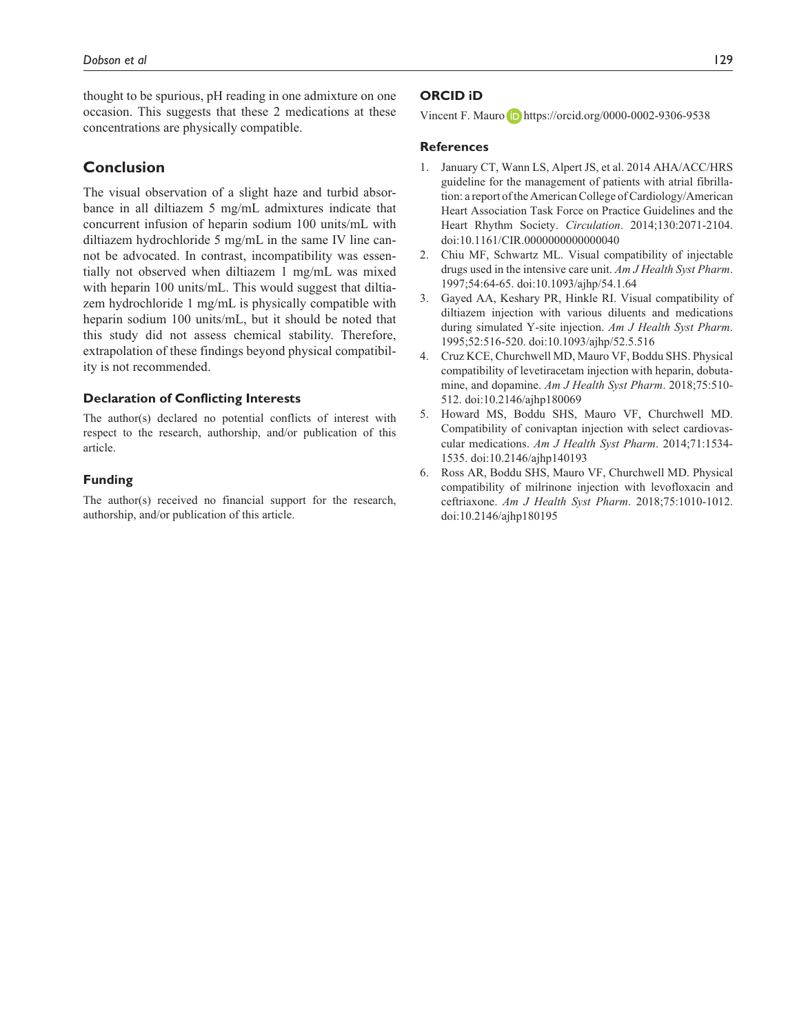thought to be spurious, pH reading in one admixture on one occasion. This suggests that these 2 medications at these concentrations are physically compatible.

## Conclusion

The visual observation of a slight haze and turbid absorbance in all diltiazem 5 mg/mL admixtures indicate that concurrent infusion of heparin sodium 100 units/mL with diltiazem hydrochloride 5 mg/mL in the same IV line cannot be advocated. In contrast, incompatibility was essentially not observed when diltiazem 1 mg/mL was mixed with heparin 100 units/mL. This would suggest that diltiazem hydrochloride 1 mg/mL is physically compatible with heparin sodium 100 units/mL, but it should be noted that this study did not assess chemical stability. Therefore, extrapolation of these findings beyond physical compatibility is not recommended.

### Declaration of Conflicting Interests

The author(s) declared no potential conflicts of interest with respect to the research, authorship, and/or publication of this article.

### Funding

The author(s) received no financial support for the research, authorship, and/or publication of this article.

### ORCID iD

Vincent F. Mauro https://orcid.org/0000-0002-9306-9538

### References

1. January CT, Wann LS, Alpert JS, et al. 2014 AHA/ACC/HRS guideline for the management of patients with atrial fibrillation: a report of the American College of Cardiology/American Heart Association Task Force on Practice Guidelines and the Heart Rhythm Society. *Circulation*. 2014;130:2071-2104. doi:10.1161/CIR.0000000000000040
2. Chiu MF, Schwartz ML. Visual compatibility of injectable drugs used in the intensive care unit. *Am J Health Syst Pharm*. 1997;54:64-65. doi:10.1093/ajhp/54.1.64
3. Gayed AA, Keshary PR, Hinkle RI. Visual compatibility of diltiazem injection with various diluents and medications during simulated Y-site injection. *Am J Health Syst Pharm*. 1995;52:516-520. doi:10.1093/ajhp/52.5.516
4. Cruz KCE, Churchwell MD, Mauro VF, Boddu SHS. Physical compatibility of levetiracetam injection with heparin, dobutamine, and dopamine. *Am J Health Syst Pharm*. 2018;75:510-512. doi:10.2146/ajhp180069
5. Howard MS, Boddu SHS, Mauro VF, Churchwell MD. Compatibility of conivaptan injection with select cardiovascular medications. *Am J Health Syst Pharm*. 2014;71:1534-1535. doi:10.2146/ajhp140193
6. Ross AR, Boddu SHS, Mauro VF, Churchwell MD. Physical compatibility of milrinone injection with levofloxacin and ceftriaxone. *Am J Health Syst Pharm*. 2018;75:1010-1012. doi:10.2146/ajhp180195